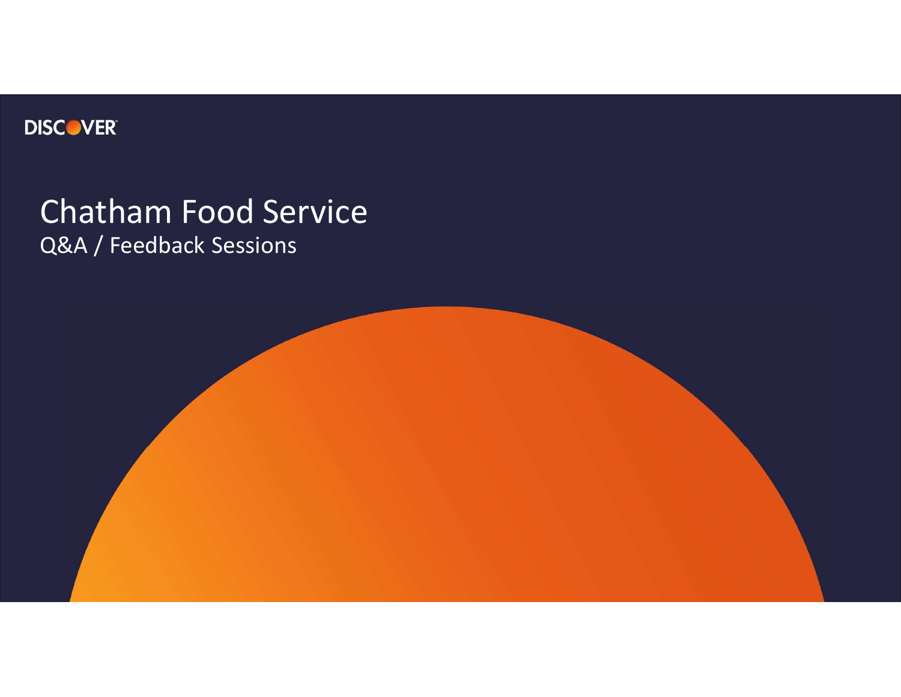DISCOVER

# Chatham Food Service

Q&A / Feedback Sessions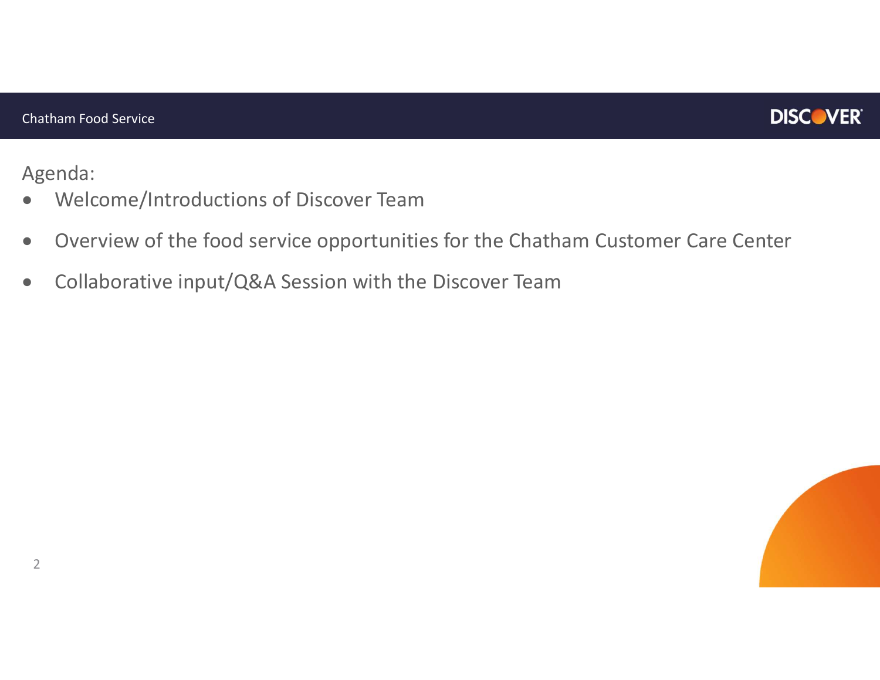Agenda:

- Welcome/Introductions of Discover Team
- Overview of the food service opportunities for the Chatham Customer Care Center
- Collaborative input/Q&A Session with the Discover Team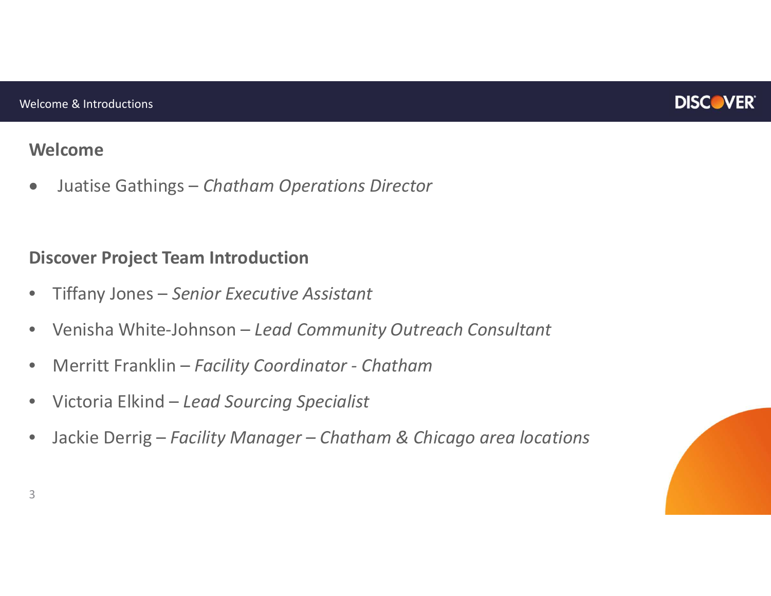## Welcome

- Juatise Gathings – *Chatham Operations Director*

## Discover Project Team Introduction

- Tiffany Jones – *Senior Executive Assistant*
- Venisha White-Johnson – *Lead Community Outreach Consultant*
- Merritt Franklin – *Facility Coordinator - Chatham*
- Victoria Elkind – *Lead Sourcing Specialist*
- Jackie Derrig – *Facility Manager – Chatham & Chicago area locations*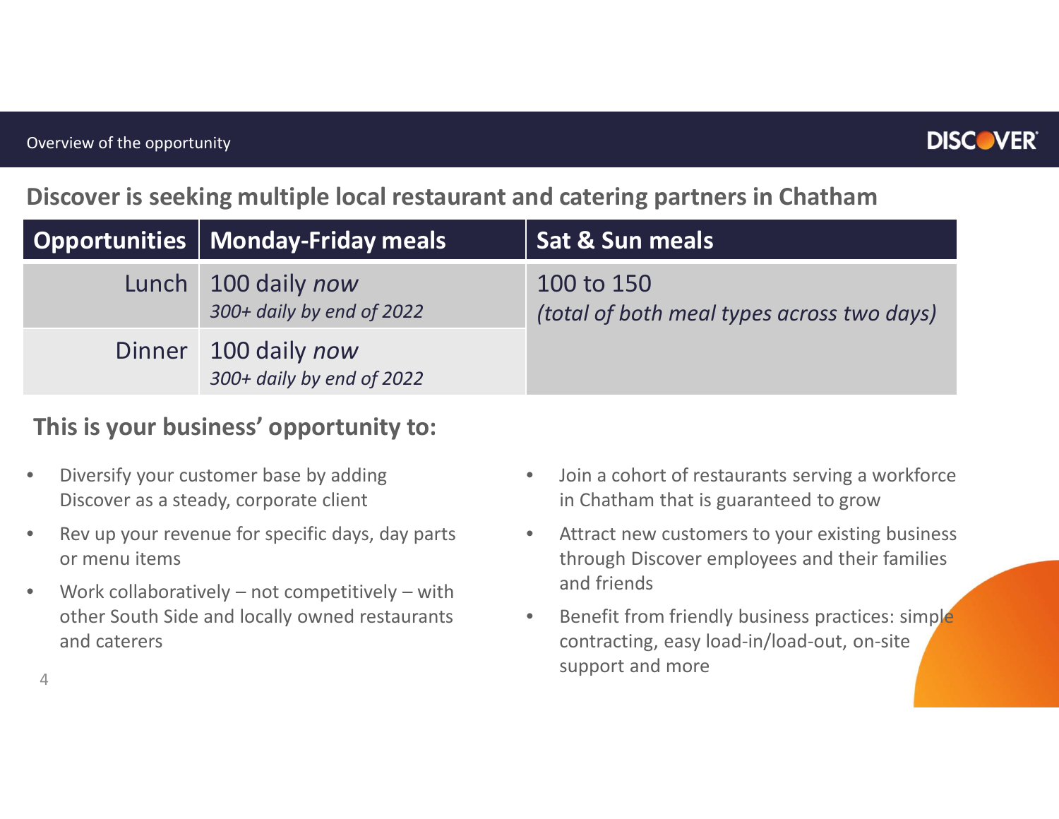Overview of the opportunity

## Discover is seeking multiple local restaurant and catering partners in Chatham

| Opportunities | Monday-Friday meals | Sat & Sun meals |
|---|---|---|
| Lunch | 100 daily *now*<br>*300+ daily by end of 2022* | 100 to 150<br>*(total of both meal types across two days)* |
| Dinner | 100 daily *now*<br>*300+ daily by end of 2022* | |

## This is your business' opportunity to:

- Diversify your customer base by adding Discover as a steady, corporate client
- Rev up your revenue for specific days, day parts or menu items
- Work collaboratively – not competitively – with other South Side and locally owned restaurants and caterers
- Join a cohort of restaurants serving a workforce in Chatham that is guaranteed to grow
- Attract new customers to your existing business through Discover employees and their families and friends
- Benefit from friendly business practices: simple contracting, easy load-in/load-out, on-site support and more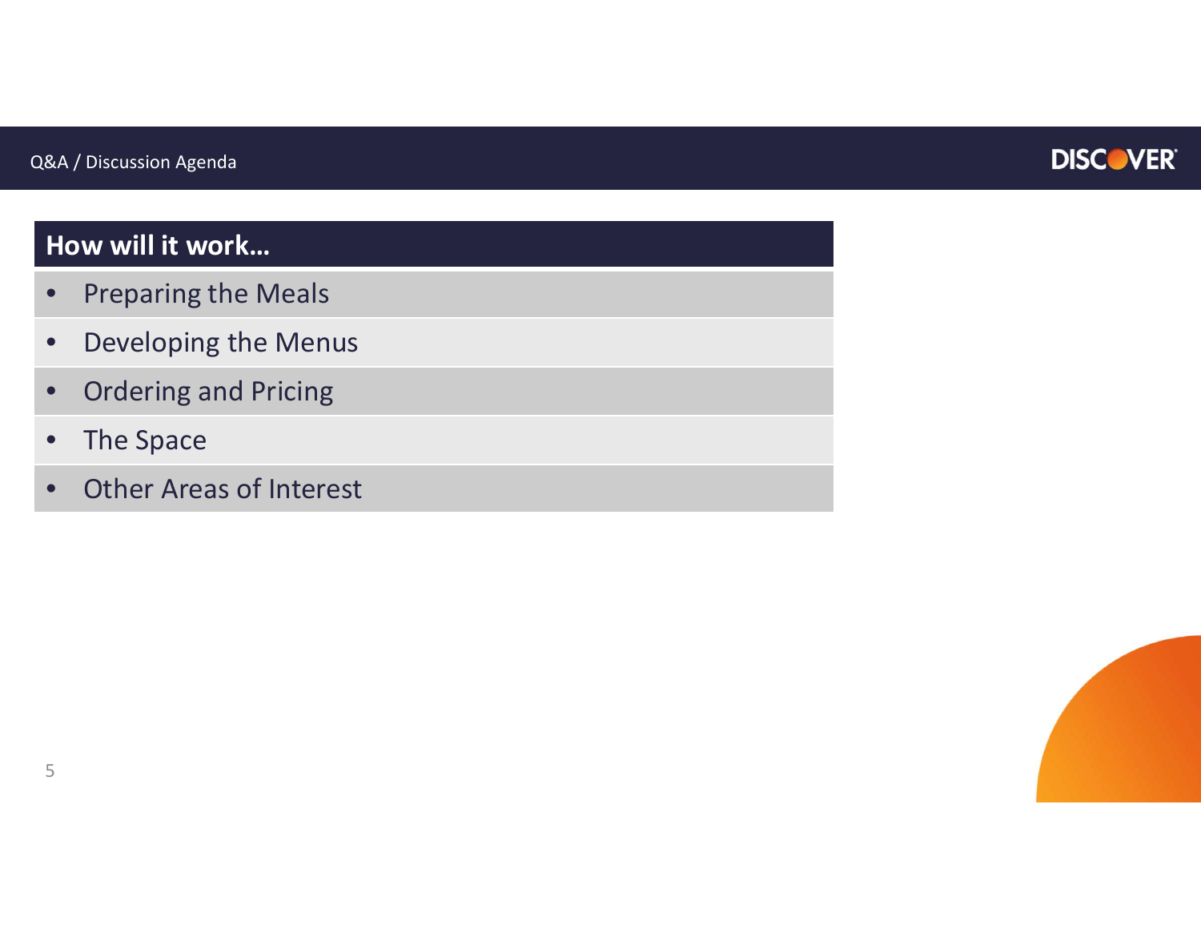Q&A / Discussion Agenda

## How will it work…

- Preparing the Meals
- Developing the Menus
- Ordering and Pricing
- The Space
- Other Areas of Interest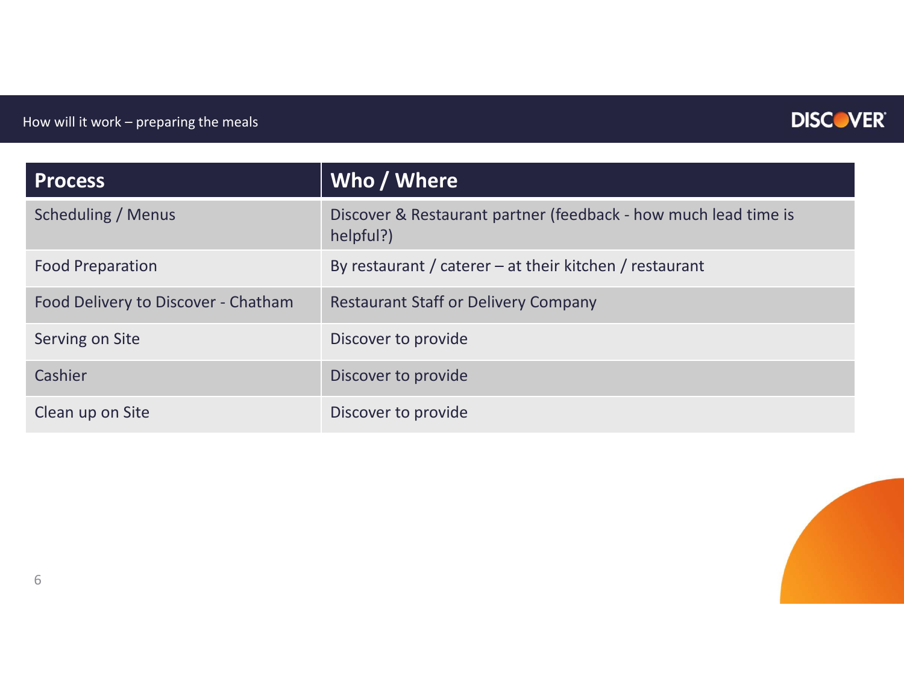## How will it work – preparing the meals

| Process | Who / Where |
| --- | --- |
| Scheduling / Menus | Discover & Restaurant partner (feedback - how much lead time is helpful?) |
| Food Preparation | By restaurant / caterer – at their kitchen / restaurant |
| Food Delivery to Discover - Chatham | Restaurant Staff or Delivery Company |
| Serving on Site | Discover to provide |
| Cashier | Discover to provide |
| Clean up on Site | Discover to provide |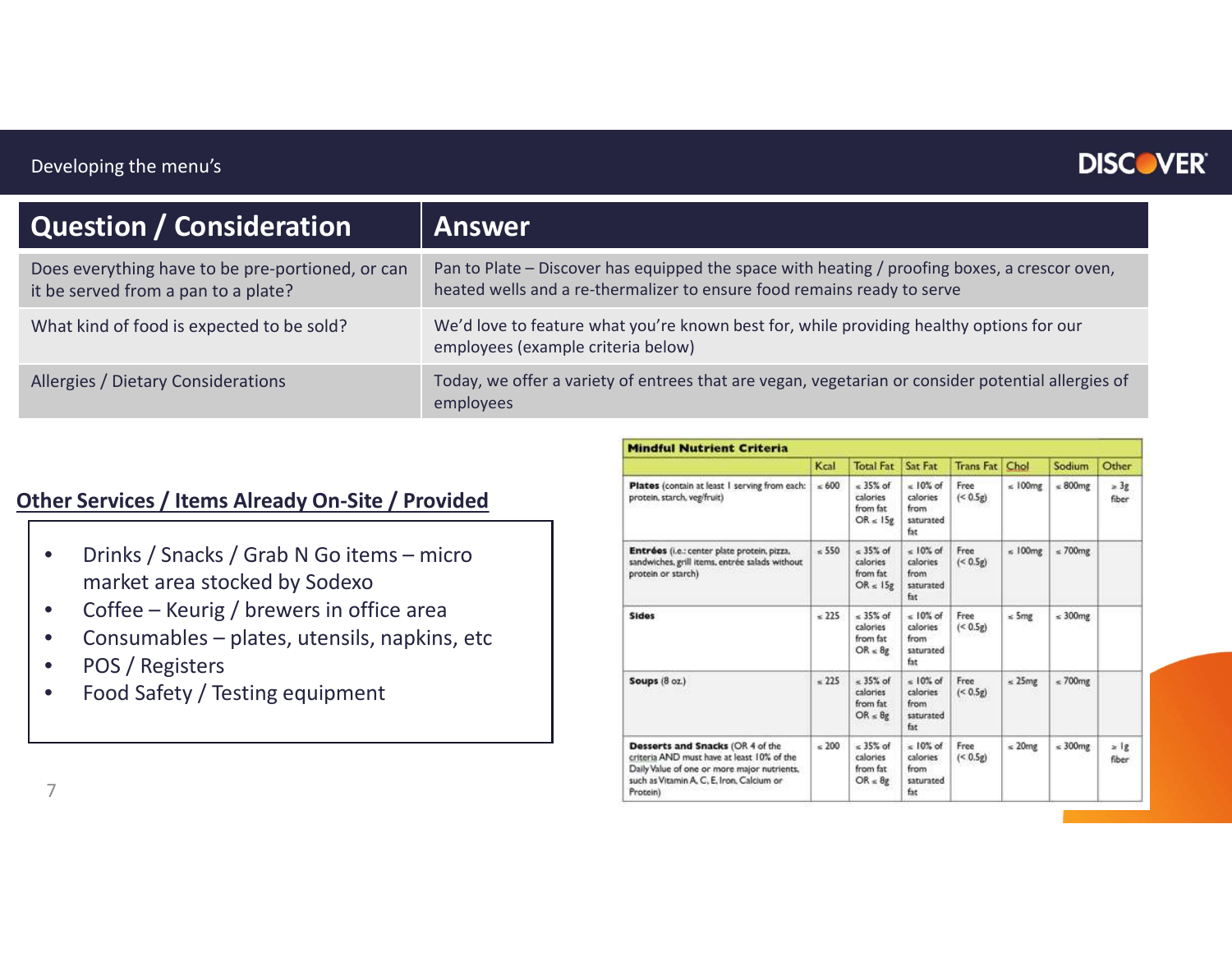# Developing the menu's

| Question / Consideration | Answer |
|---|---|
| Does everything have to be pre-portioned, or can it be served from a pan to a plate? | Pan to Plate – Discover has equipped the space with heating / proofing boxes, a crescor oven, heated wells and a re-thermalizer to ensure food remains ready to serve |
| What kind of food is expected to be sold? | We'd love to feature what you're known best for, while providing healthy options for our employees (example criteria below) |
| Allergies / Dietary Considerations | Today, we offer a variety of entrees that are vegan, vegetarian or consider potential allergies of employees |

## Other Services / Items Already On-Site / Provided

- Drinks / Snacks / Grab N Go items – micro market area stocked by Sodexo
- Coffee – Keurig / brewers in office area
- Consumables – plates, utensils, napkins, etc
- POS / Registers
- Food Safety / Testing equipment

**Mindful Nutrient Criteria**

| | Kcal | Total Fat | Sat Fat | Trans Fat | Chol | Sodium | Other |
|---|---|---|---|---|---|---|---|
| **Plates** (contain at least 1 serving from each: protein, starch, veg/fruit) | ≤ 600 | ≤ 35% of calories from fat OR ≤ 15g | ≤ 10% of calories from saturated fat | Free (< 0.5g) | ≤ 100mg | ≤ 800mg | ≥ 3g fiber |
| **Entrées** (i.e.: center plate protein, pizza, sandwiches, grill items, entrée salads without protein or starch) | ≤ 550 | ≤ 35% of calories from fat OR ≤ 15g | ≤ 10% of calories from saturated fat | Free (< 0.5g) | ≤ 100mg | ≤ 700mg | |
| **Sides** | ≤ 225 | ≤ 35% of calories from fat OR ≤ 8g | ≤ 10% of calories from saturated fat | Free (< 0.5g) | ≤ 5mg | ≤ 300mg | |
| **Soups** (8 oz.) | ≤ 225 | ≤ 35% of calories from fat OR ≤ 8g | ≤ 10% of calories from saturated fat | Free (< 0.5g) | ≤ 25mg | ≤ 700mg | |
| **Desserts and Snacks** (OR 4 of the criteria AND must have at least 10% of the Daily Value of one or more major nutrients, such as Vitamin A, C, E, Iron, Calcium or Protein) | ≤ 200 | ≤ 35% of calories from fat OR ≤ 8g | ≤ 10% of calories from saturated fat | Free (< 0.5g) | ≤ 20mg | ≤ 300mg | ≥ 1g fiber |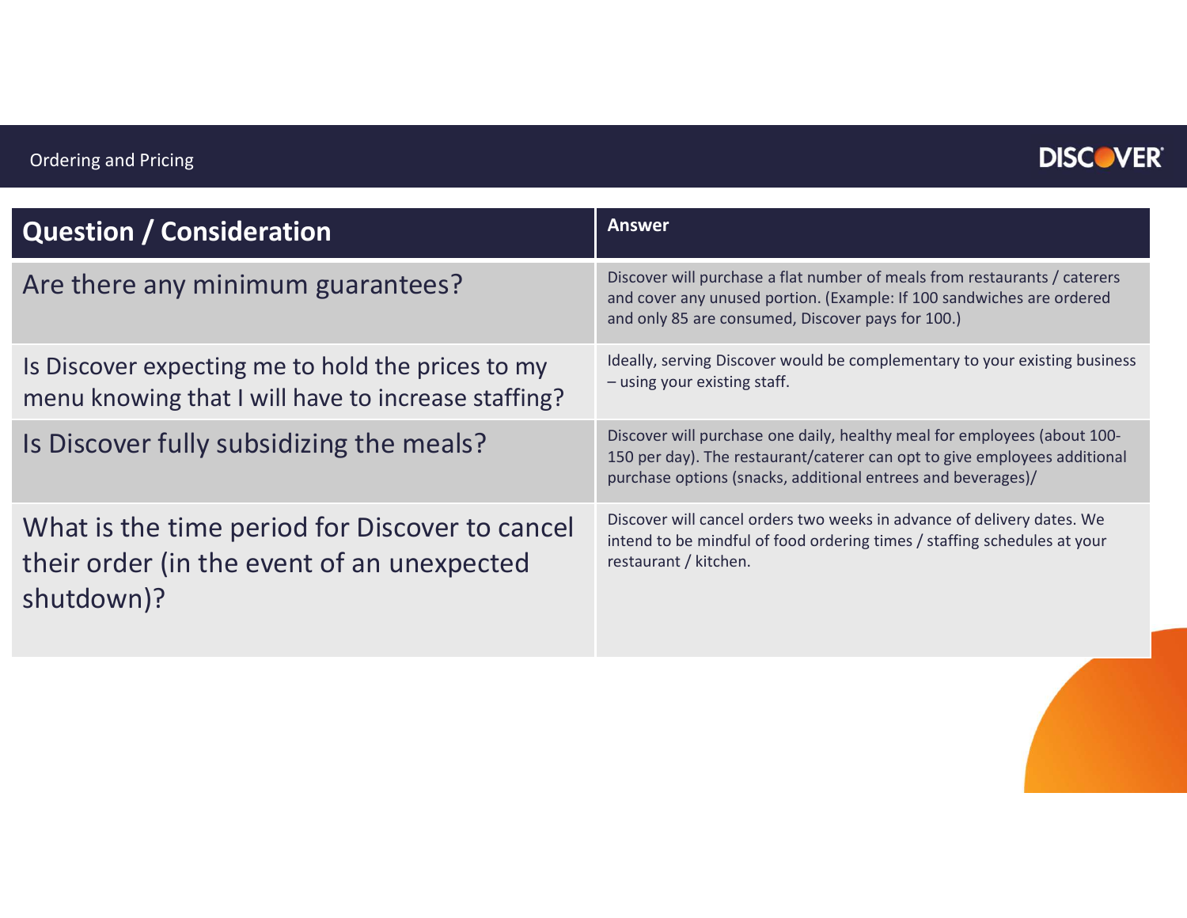## Ordering and Pricing

| Question / Consideration | Answer |
|---|---|
| Are there any minimum guarantees? | Discover will purchase a flat number of meals from restaurants / caterers and cover any unused portion. (Example: If 100 sandwiches are ordered and only 85 are consumed, Discover pays for 100.) |
| Is Discover expecting me to hold the prices to my menu knowing that I will have to increase staffing? | Ideally, serving Discover would be complementary to your existing business – using your existing staff. |
| Is Discover fully subsidizing the meals? | Discover will purchase one daily, healthy meal for employees (about 100-150 per day). The restaurant/caterer can opt to give employees additional purchase options (snacks, additional entrees and beverages)/ |
| What is the time period for Discover to cancel their order (in the event of an unexpected shutdown)? | Discover will cancel orders two weeks in advance of delivery dates. We intend to be mindful of food ordering times / staffing schedules at your restaurant / kitchen. |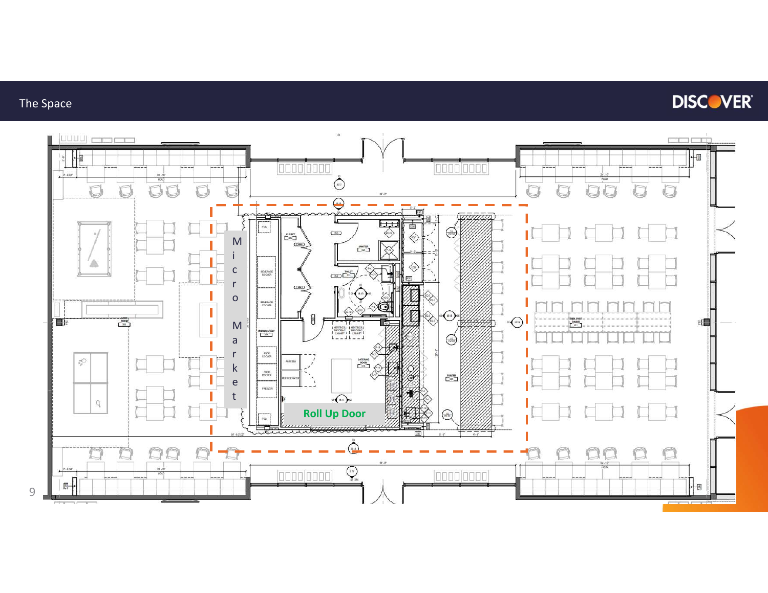# The Space

Micro Market

Roll Up Door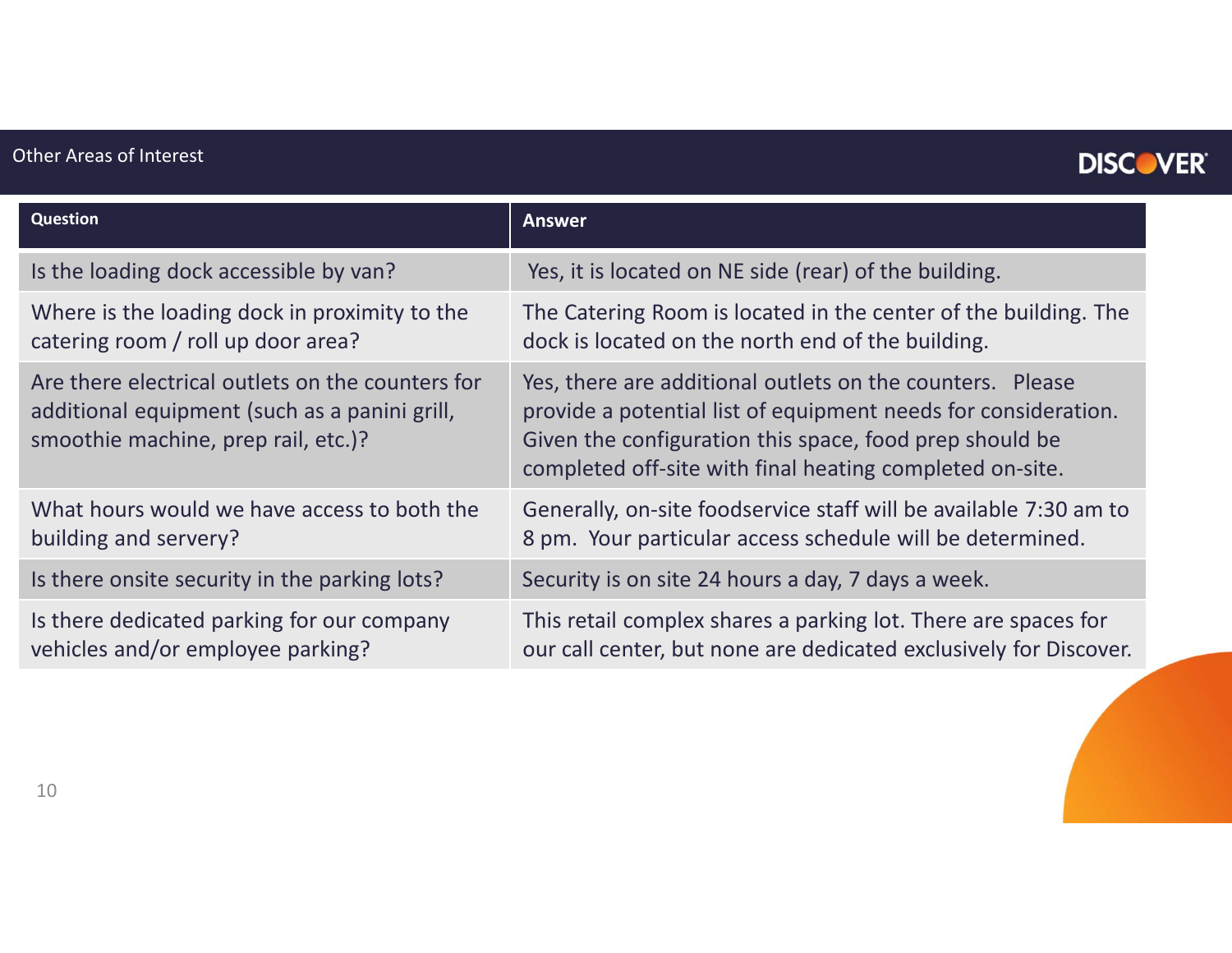## Other Areas of Interest

| Question | Answer |
|---|---|
| Is the loading dock accessible by van? | Yes, it is located on NE side (rear) of the building. |
| Where is the loading dock in proximity to the catering room / roll up door area? | The Catering Room is located in the center of the building. The dock is located on the north end of the building. |
| Are there electrical outlets on the counters for additional equipment (such as a panini grill, smoothie machine, prep rail, etc.)? | Yes, there are additional outlets on the counters. Please provide a potential list of equipment needs for consideration. Given the configuration this space, food prep should be completed off-site with final heating completed on-site. |
| What hours would we have access to both the building and servery? | Generally, on-site foodservice staff will be available 7:30 am to 8 pm. Your particular access schedule will be determined. |
| Is there onsite security in the parking lots? | Security is on site 24 hours a day, 7 days a week. |
| Is there dedicated parking for our company vehicles and/or employee parking? | This retail complex shares a parking lot. There are spaces for our call center, but none are dedicated exclusively for Discover. |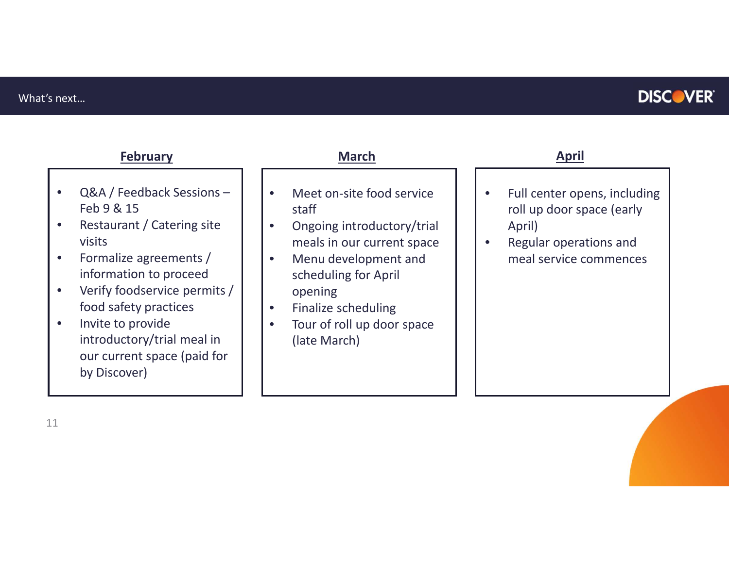What's next…

DISCOVER

## February

- Q&A / Feedback Sessions – Feb 9 & 15
- Restaurant / Catering site visits
- Formalize agreements / information to proceed
- Verify foodservice permits / food safety practices
- Invite to provide introductory/trial meal in our current space (paid for by Discover)

## March

- Meet on-site food service staff
- Ongoing introductory/trial meals in our current space
- Menu development and scheduling for April opening
- Finalize scheduling
- Tour of roll up door space (late March)

## April

- Full center opens, including roll up door space (early April)
- Regular operations and meal service commences